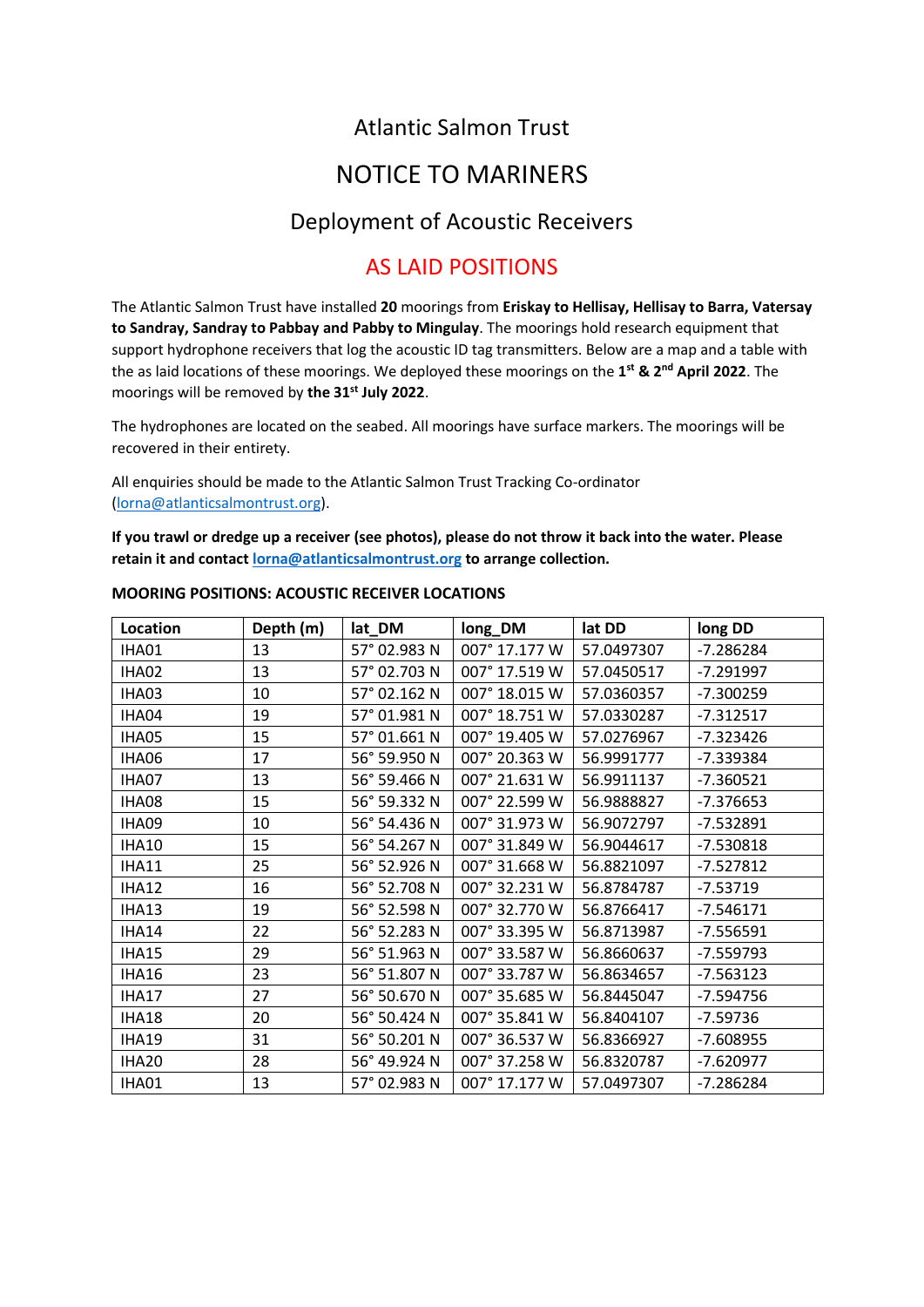# Atlantic Salmon Trust

# NOTICE TO MARINERS

## Deployment of Acoustic Receivers

## AS LAID POSITIONS

The Atlantic Salmon Trust have installed **20** moorings from **Eriskay to Hellisay, Hellisay to Barra, Vatersay to Sandray, Sandray to Pabbay and Pabby to Mingulay**. The moorings hold research equipment that support hydrophone receivers that log the acoustic ID tag transmitters. Below are a map and a table with the as laid locations of these moorings. We deployed these moorings on the **1st & 2nd April 2022**. The moorings will be removed by **the 31st July 2022**.

The hydrophones are located on the seabed. All moorings have surface markers. The moorings will be recovered in their entirety.

All enquiries should be made to the Atlantic Salmon Trust Tracking Co-ordinator (lorna@atlanticsalmontrust.org).

**If you trawl or dredge up a receiver (see photos), please do not throw it back into the water. Please retain it and contact lorna@atlanticsalmontrust.org to arrange collection.**

**MOORING POSITIONS: ACOUSTIC RECEIVER LOCATIONS**

| Location | Depth (m) | lat_DM | long_DM | lat DD | long DD |
|---|---|---|---|---|---|
| IHA01 | 13 | 57° 02.983 N | 007° 17.177 W | 57.0497307 | -7.286284 |
| IHA02 | 13 | 57° 02.703 N | 007° 17.519 W | 57.0450517 | -7.291997 |
| IHA03 | 10 | 57° 02.162 N | 007° 18.015 W | 57.0360357 | -7.300259 |
| IHA04 | 19 | 57° 01.981 N | 007° 18.751 W | 57.0330287 | -7.312517 |
| IHA05 | 15 | 57° 01.661 N | 007° 19.405 W | 57.0276967 | -7.323426 |
| IHA06 | 17 | 56° 59.950 N | 007° 20.363 W | 56.9991777 | -7.339384 |
| IHA07 | 13 | 56° 59.466 N | 007° 21.631 W | 56.9911137 | -7.360521 |
| IHA08 | 15 | 56° 59.332 N | 007° 22.599 W | 56.9888827 | -7.376653 |
| IHA09 | 10 | 56° 54.436 N | 007° 31.973 W | 56.9072797 | -7.532891 |
| IHA10 | 15 | 56° 54.267 N | 007° 31.849 W | 56.9044617 | -7.530818 |
| IHA11 | 25 | 56° 52.926 N | 007° 31.668 W | 56.8821097 | -7.527812 |
| IHA12 | 16 | 56° 52.708 N | 007° 32.231 W | 56.8784787 | -7.53719 |
| IHA13 | 19 | 56° 52.598 N | 007° 32.770 W | 56.8766417 | -7.546171 |
| IHA14 | 22 | 56° 52.283 N | 007° 33.395 W | 56.8713987 | -7.556591 |
| IHA15 | 29 | 56° 51.963 N | 007° 33.587 W | 56.8660637 | -7.559793 |
| IHA16 | 23 | 56° 51.807 N | 007° 33.787 W | 56.8634657 | -7.563123 |
| IHA17 | 27 | 56° 50.670 N | 007° 35.685 W | 56.8445047 | -7.594756 |
| IHA18 | 20 | 56° 50.424 N | 007° 35.841 W | 56.8404107 | -7.59736 |
| IHA19 | 31 | 56° 50.201 N | 007° 36.537 W | 56.8366927 | -7.608955 |
| IHA20 | 28 | 56° 49.924 N | 007° 37.258 W | 56.8320787 | -7.620977 |
| IHA01 | 13 | 57° 02.983 N | 007° 17.177 W | 57.0497307 | -7.286284 |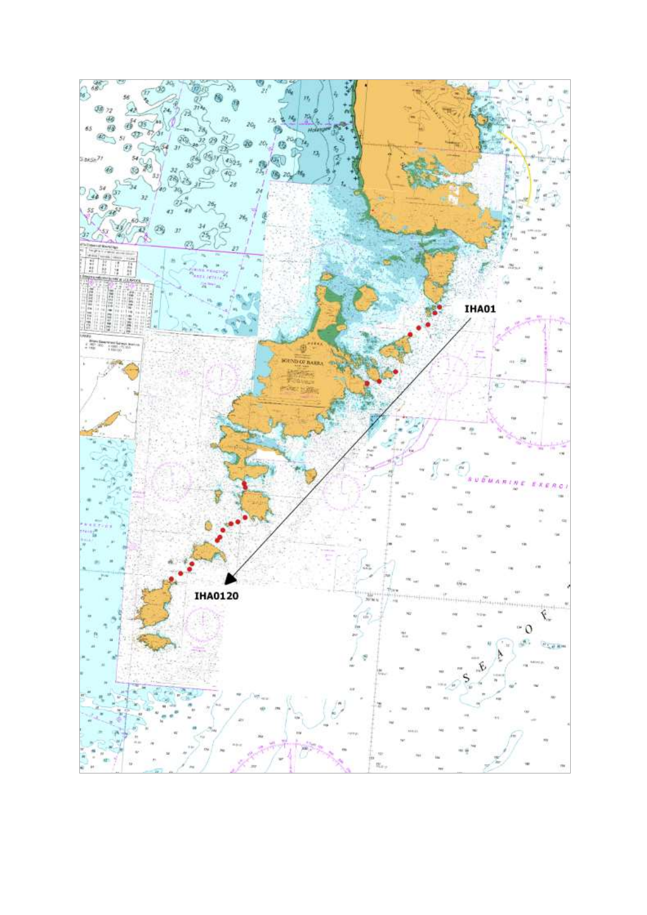IHA01

IHA0120